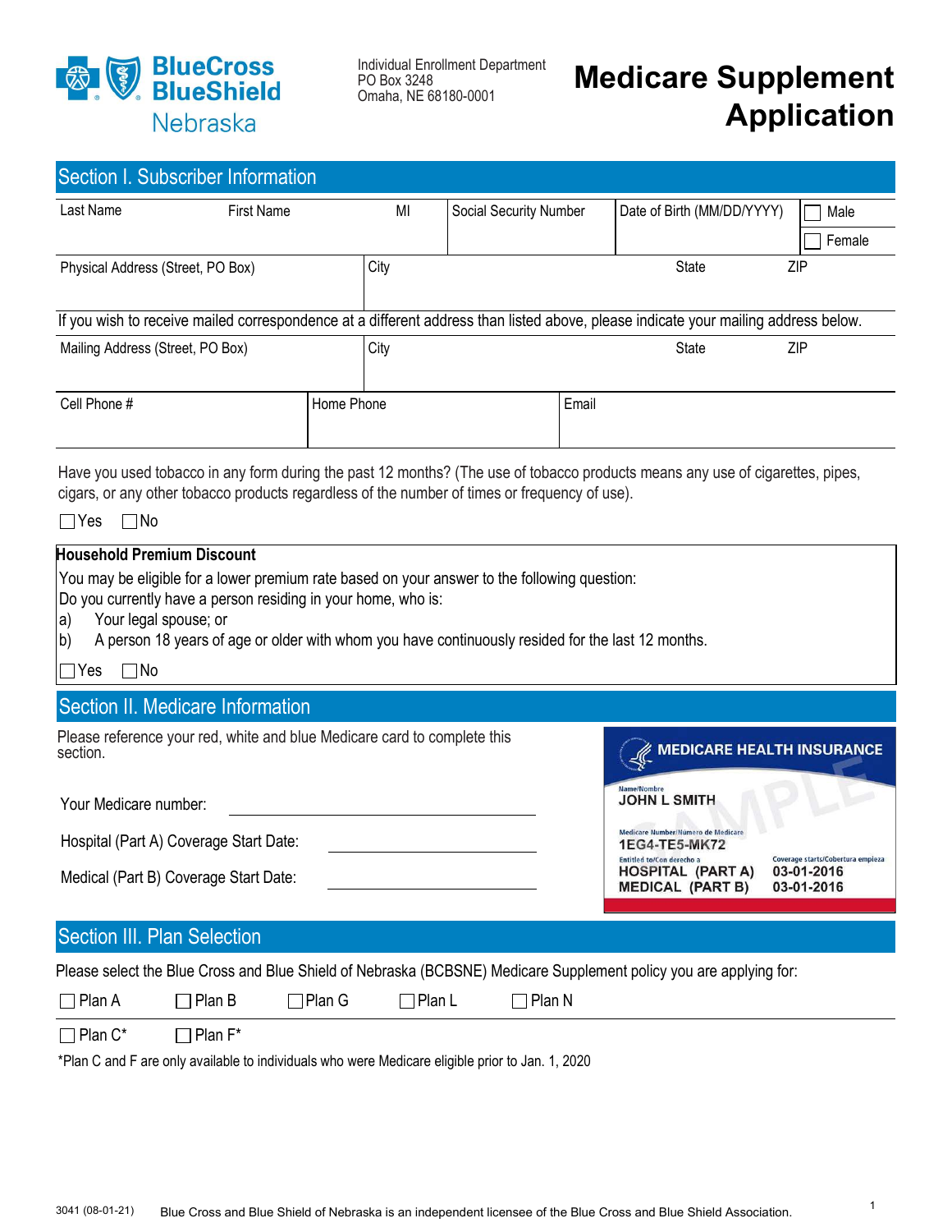BlueCross BlueShield Nebraska

Individual Enrollment Department
PO Box 3248
Omaha, NE 68180-0001

# Medicare Supplement Application

## Section I. Subscriber Information

| Last Name | First Name | MI | Social Security Number | Date of Birth (MM/DD/YYYY) | ☐ Male ☐ Female |
|---|---|---|---|---|---|
| | | | | | |

| Physical Address (Street, PO Box) | City | State | ZIP |
|---|---|---|---|
| | | | |

If you wish to receive mailed correspondence at a different address than listed above, please indicate your mailing address below.

| Mailing Address (Street, PO Box) | City | State | ZIP |
|---|---|---|---|
| | | | |

| Cell Phone # | Home Phone | Email |
|---|---|---|
| | | |

Have you used tobacco in any form during the past 12 months? (The use of tobacco products means any use of cigarettes, pipes, cigars, or any other tobacco products regardless of the number of times or frequency of use).

☐ Yes ☐ No

**Household Premium Discount**

You may be eligible for a lower premium rate based on your answer to the following question:
Do you currently have a person residing in your home, who is:

a) Your legal spouse; or
b) A person 18 years of age or older with whom you have continuously resided for the last 12 months.

☐ Yes ☐ No

## Section II. Medicare Information

Please reference your red, white and blue Medicare card to complete this section.

Your Medicare number: ____________________

Hospital (Part A) Coverage Start Date: ____________________

Medical (Part B) Coverage Start Date: ____________________

MEDICARE HEALTH INSURANCE
Name/Nombre
JOHN L SMITH
Medicare Number/Número de Medicare
1EG4-TE5-MK72
Entitled to/Con derecho a — Coverage starts/Cobertura empieza
HOSPITAL (PART A) 03-01-2016
MEDICAL (PART B) 03-01-2016
SAMPLE

## Section III. Plan Selection

Please select the Blue Cross and Blue Shield of Nebraska (BCBSNE) Medicare Supplement policy you are applying for:

☐ Plan A ☐ Plan B ☐ Plan G ☐ Plan L ☐ Plan N

☐ Plan C* ☐ Plan F*

*Plan C and F are only available to individuals who were Medicare eligible prior to Jan. 1, 2020

3041 (08-01-21) Blue Cross and Blue Shield of Nebraska is an independent licensee of the Blue Cross and Blue Shield Association.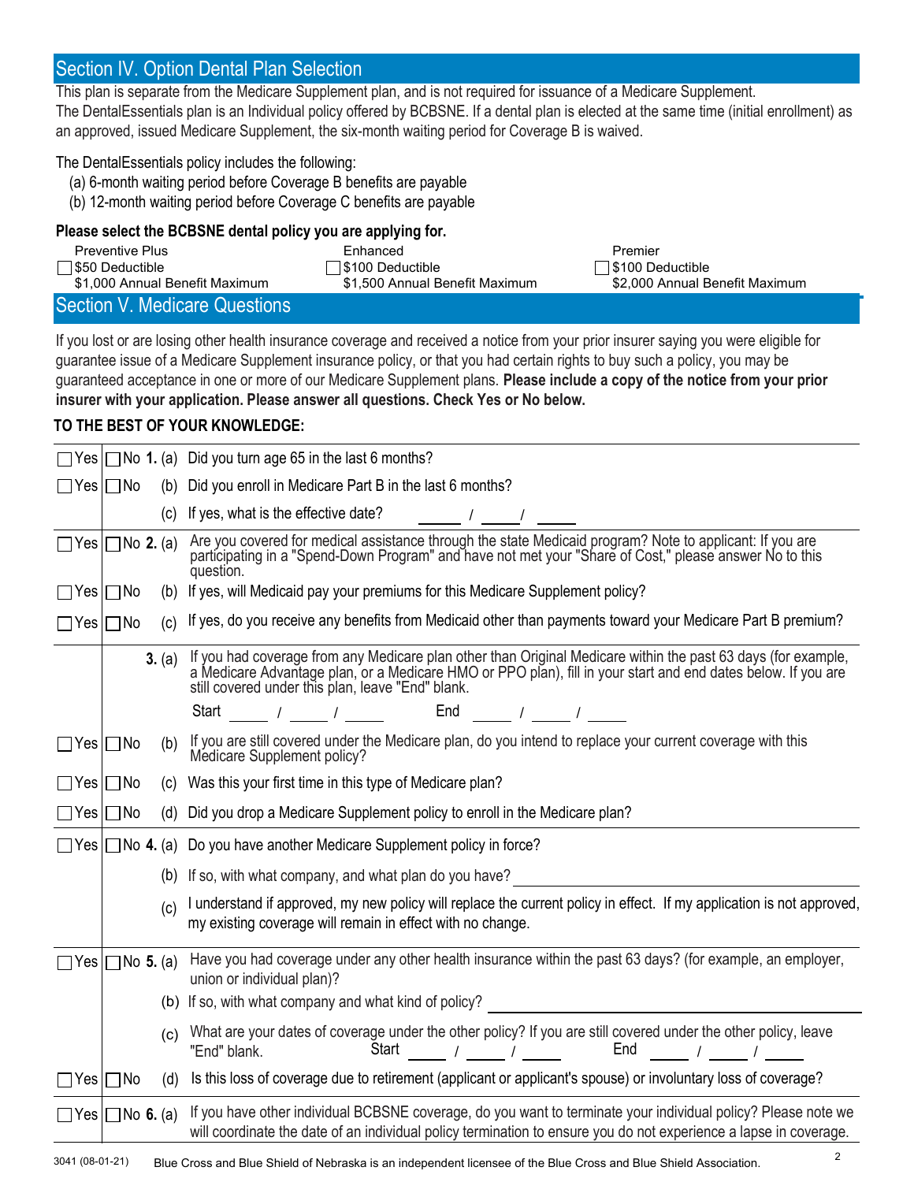## Section IV. Option Dental Plan Selection

This plan is separate from the Medicare Supplement plan, and is not required for issuance of a Medicare Supplement.
The DentalEssentials plan is an Individual policy offered by BCBSNE. If a dental plan is elected at the same time (initial enrollment) as an approved, issued Medicare Supplement, the six-month waiting period for Coverage B is waived.

The DentalEssentials policy includes the following:

(a) 6-month waiting period before Coverage B benefits are payable
(b) 12-month waiting period before Coverage C benefits are payable

**Please select the BCBSNE dental policy you are applying for.**

| Preventive Plus | Enhanced | Premier |
|---|---|---|
| ☐ $50 Deductible | ☐ $100 Deductible | ☐ $100 Deductible |
| $1,000 Annual Benefit Maximum | $1,500 Annual Benefit Maximum | $2,000 Annual Benefit Maximum |

## Section V. Medicare Questions

If you lost or are losing other health insurance coverage and received a notice from your prior insurer saying you were eligible for guarantee issue of a Medicare Supplement insurance policy, or that you had certain rights to buy such a policy, you may be guaranteed acceptance in one or more of our Medicare Supplement plans. **Please include a copy of the notice from your prior insurer with your application. Please answer all questions. Check Yes or No below.**

**TO THE BEST OF YOUR KNOWLEDGE:**

| Yes | No | | |
|---|---|---|---|
| ☐ Yes | ☐ No | **1.** (a) | Did you turn age 65 in the last 6 months? |
| ☐ Yes | ☐ No | (b) | Did you enroll in Medicare Part B in the last 6 months? |
| | | (c) | If yes, what is the effective date? ____ / ____ / ____ |
| ☐ Yes | ☐ No | **2.** (a) | Are you covered for medical assistance through the state Medicaid program? Note to applicant: If you are participating in a "Spend-Down Program" and have not met your "Share of Cost," please answer No to this question. |
| ☐ Yes | ☐ No | (b) | If yes, will Medicaid pay your premiums for this Medicare Supplement policy? |
| ☐ Yes | ☐ No | (c) | If yes, do you receive any benefits from Medicaid other than payments toward your Medicare Part B premium? |
| | | **3.** (a) | If you had coverage from any Medicare plan other than Original Medicare within the past 63 days (for example, a Medicare Advantage plan, or a Medicare HMO or PPO plan), fill in your start and end dates below. If you are still covered under this plan, leave "End" blank. Start ____ / ____ / ____ End ____ / ____ / ____ |
| ☐ Yes | ☐ No | (b) | If you are still covered under the Medicare plan, do you intend to replace your current coverage with this Medicare Supplement policy? |
| ☐ Yes | ☐ No | (c) | Was this your first time in this type of Medicare plan? |
| ☐ Yes | ☐ No | (d) | Did you drop a Medicare Supplement policy to enroll in the Medicare plan? |
| ☐ Yes | ☐ No | **4.** (a) | Do you have another Medicare Supplement policy in force? |
| | | (b) | If so, with what company, and what plan do you have? ____________ |
| | | (c) | I understand if approved, my new policy will replace the current policy in effect. If my application is not approved, my existing coverage will remain in effect with no change. |
| ☐ Yes | ☐ No | **5.** (a) | Have you had coverage under any other health insurance within the past 63 days? (for example, an employer, union or individual plan)? |
| | | (b) | If so, with what company and what kind of policy? ____________ |
| | | (c) | What are your dates of coverage under the other policy? If you are still covered under the other policy, leave "End" blank. Start ____ / ____ / ____ End ____ / ____ / ____ |
| ☐ Yes | ☐ No | (d) | Is this loss of coverage due to retirement (applicant or applicant's spouse) or involuntary loss of coverage? |
| ☐ Yes | ☐ No | **6.** (a) | If you have other individual BCBSNE coverage, do you want to terminate your individual policy? Please note we will coordinate the date of an individual policy termination to ensure you do not experience a lapse in coverage. |

3041 (08-01-21) Blue Cross and Blue Shield of Nebraska is an independent licensee of the Blue Cross and Blue Shield Association.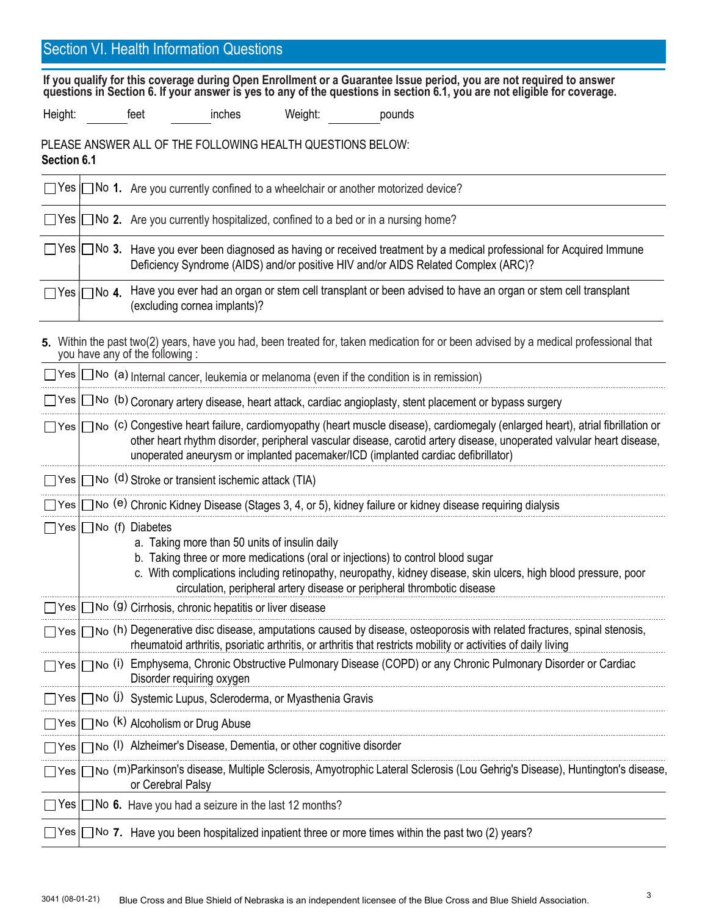## Section VI. Health Information Questions

**If you qualify for this coverage during Open Enrollment or a Guarantee Issue period, you are not required to answer questions in Section 6. If your answer is yes to any of the questions in section 6.1, you are not eligible for coverage.**

Height: ______ feet ______ inches Weight: ________ pounds

PLEASE ANSWER ALL OF THE FOLLOWING HEALTH QUESTIONS BELOW:

**Section 6.1**

| | | |
|---|---|---|
| ☐ Yes | ☐ No | **1.** Are you currently confined to a wheelchair or another motorized device? |
| ☐ Yes | ☐ No | **2.** Are you currently hospitalized, confined to a bed or in a nursing home? |
| ☐ Yes | ☐ No | **3.** Have you ever been diagnosed as having or received treatment by a medical professional for Acquired Immune Deficiency Syndrome (AIDS) and/or positive HIV and/or AIDS Related Complex (ARC)? |
| ☐ Yes | ☐ No | **4.** Have you ever had an organ or stem cell transplant or been advised to have an organ or stem cell transplant (excluding cornea implants)? |

**5.** Within the past two(2) years, have you had, been treated for, taken medication for or been advised by a medical professional that you have any of the following :

| | | |
|---|---|---|
| ☐ Yes | ☐ No | (a) Internal cancer, leukemia or melanoma (even if the condition is in remission) |
| ☐ Yes | ☐ No | (b) Coronary artery disease, heart attack, cardiac angioplasty, stent placement or bypass surgery |
| ☐ Yes | ☐ No | (c) Congestive heart failure, cardiomyopathy (heart muscle disease), cardiomegaly (enlarged heart), atrial fibrillation or other heart rhythm disorder, peripheral vascular disease, carotid artery disease, unoperated valvular heart disease, unoperated aneurysm or implanted pacemaker/ICD (implanted cardiac defibrillator) |
| ☐ Yes | ☐ No | (d) Stroke or transient ischemic attack (TIA) |
| ☐ Yes | ☐ No | (e) Chronic Kidney Disease (Stages 3, 4, or 5), kidney failure or kidney disease requiring dialysis |
| ☐ Yes | ☐ No | (f) Diabetes<br>a. Taking more than 50 units of insulin daily<br>b. Taking three or more medications (oral or injections) to control blood sugar<br>c. With complications including retinopathy, neuropathy, kidney disease, skin ulcers, high blood pressure, poor circulation, peripheral artery disease or peripheral thrombotic disease |
| ☐ Yes | ☐ No | (g) Cirrhosis, chronic hepatitis or liver disease |
| ☐ Yes | ☐ No | (h) Degenerative disc disease, amputations caused by disease, osteoporosis with related fractures, spinal stenosis, rheumatoid arthritis, psoriatic arthritis, or arthritis that restricts mobility or activities of daily living |
| ☐ Yes | ☐ No | (i) Emphysema, Chronic Obstructive Pulmonary Disease (COPD) or any Chronic Pulmonary Disorder or Cardiac Disorder requiring oxygen |
| ☐ Yes | ☐ No | (j) Systemic Lupus, Scleroderma, or Myasthenia Gravis |
| ☐ Yes | ☐ No | (k) Alcoholism or Drug Abuse |
| ☐ Yes | ☐ No | (l) Alzheimer's Disease, Dementia, or other cognitive disorder |
| ☐ Yes | ☐ No | (m) Parkinson's disease, Multiple Sclerosis, Amyotrophic Lateral Sclerosis (Lou Gehrig's Disease), Huntington's disease, or Cerebral Palsy |
| ☐ Yes | ☐ No | **6.** Have you had a seizure in the last 12 months? |
| ☐ Yes | ☐ No | **7.** Have you been hospitalized inpatient three or more times within the past two (2) years? |

3041 (08-01-21) Blue Cross and Blue Shield of Nebraska is an independent licensee of the Blue Cross and Blue Shield Association.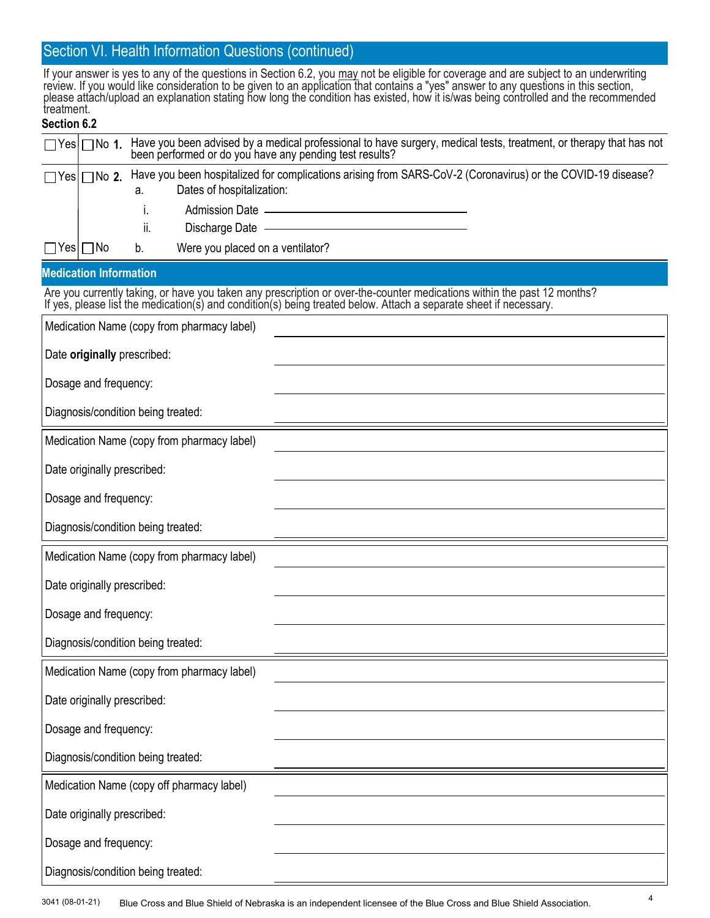## Section VI. Health Information Questions (continued)

If your answer is yes to any of the questions in Section 6.2, you may not be eligible for coverage and are subject to an underwriting review. If you would like consideration to be given to an application that contains a "yes" answer to any questions in this section, please attach/upload an explanation stating how long the condition has existed, how it is/was being controlled and the recommended treatment.

**Section 6.2**

☐ Yes ☐ No **1.** Have you been advised by a medical professional to have surgery, medical tests, treatment, or therapy that has not been performed or do you have any pending test results?

☐ Yes ☐ No **2.** Have you been hospitalized for complications arising from SARS-CoV-2 (Coronavirus) or the COVID-19 disease?

a. Dates of hospitalization:

i. Admission Date ______________________

ii. Discharge Date ______________________

☐ Yes ☐ No b. Were you placed on a ventilator?

## Medication Information

Are you currently taking, or have you taken any prescription or over-the-counter medications within the past 12 months? If yes, please list the medication(s) and condition(s) being treated below. Attach a separate sheet if necessary.

| Medication Name (copy from pharmacy label) | |
|---|---|
| Date **originally** prescribed: | |
| Dosage and frequency: | |
| Diagnosis/condition being treated: | |

| Medication Name (copy from pharmacy label) | |
|---|---|
| Date originally prescribed: | |
| Dosage and frequency: | |
| Diagnosis/condition being treated: | |

| Medication Name (copy from pharmacy label) | |
|---|---|
| Date originally prescribed: | |
| Dosage and frequency: | |
| Diagnosis/condition being treated: | |

| Medication Name (copy from pharmacy label) | |
|---|---|
| Date originally prescribed: | |
| Dosage and frequency: | |
| Diagnosis/condition being treated: | |

| Medication Name (copy off pharmacy label) | |
|---|---|
| Date originally prescribed: | |
| Dosage and frequency: | |
| Diagnosis/condition being treated: | |

3041 (08-01-21) Blue Cross and Blue Shield of Nebraska is an independent licensee of the Blue Cross and Blue Shield Association.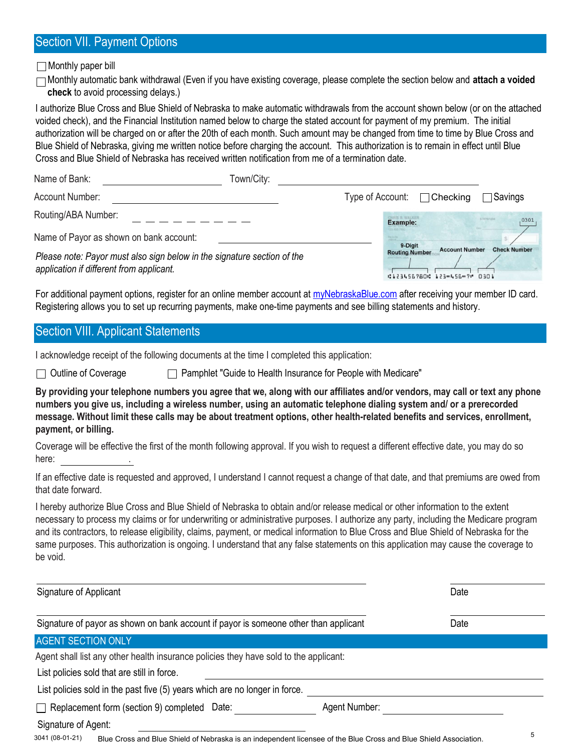## Section VII. Payment Options

☐ Monthly paper bill

☐ Monthly automatic bank withdrawal (Even if you have existing coverage, please complete the section below and **attach a voided check** to avoid processing delays.)

I authorize Blue Cross and Blue Shield of Nebraska to make automatic withdrawals from the account shown below (or on the attached voided check), and the Financial Institution named below to charge the stated account for payment of my premium. The initial authorization will be charged on or after the 20th of each month. Such amount may be changed from time to time by Blue Cross and Blue Shield of Nebraska, giving me written notice before charging the account. This authorization is to remain in effect until Blue Cross and Blue Shield of Nebraska has received written notification from me of a termination date.

Name of Bank: ______________________ Town/City: ______________________________

Account Number: ______________________________ Type of Account: ☐ Checking ☐ Savings

Routing/ABA Number: _ _ _ _ _ _ _ _ _

Name of Payor as shown on bank account: ______________________________

*Please note: Payor must also sign below in the signature section of the application if different from applicant.*

Example: 9-Digit Routing Number — Account Number — Check Number (0301)

For additional payment options, register for an online member account at myNebraskaBlue.com after receiving your member ID card. Registering allows you to set up recurring payments, make one-time payments and see billing statements and history.

## Section VIII. Applicant Statements

I acknowledge receipt of the following documents at the time I completed this application:

☐ Outline of Coverage ☐ Pamphlet "Guide to Health Insurance for People with Medicare"

**By providing your telephone numbers you agree that we, along with our affiliates and/or vendors, may call or text any phone numbers you give us, including a wireless number, using an automatic telephone dialing system and/ or a prerecorded message. Without limit these calls may be about treatment options, other health-related benefits and services, enrollment, payment, or billing.**

Coverage will be effective the first of the month following approval. If you wish to request a different effective date, you may do so here: ______________.

If an effective date is requested and approved, I understand I cannot request a change of that date, and that premiums are owed from that date forward.

I hereby authorize Blue Cross and Blue Shield of Nebraska to obtain and/or release medical or other information to the extent necessary to process my claims or for underwriting or administrative purposes. I authorize any party, including the Medicare program and its contractors, to release eligibility, claims, payment, or medical information to Blue Cross and Blue Shield of Nebraska for the same purposes. This authorization is ongoing. I understand that any false statements on this application may cause the coverage to be void.

______________________________________________ ______________

Signature of Applicant Date

______________________________________________ ______________

Signature of payor as shown on bank account if payor is someone other than applicant Date

## AGENT SECTION ONLY

Agent shall list any other health insurance policies they have sold to the applicant:

List policies sold that are still in force. ______________________________

List policies sold in the past five (5) years which are no longer in force. ______________________________

☐ Replacement form (section 9) completed Date: ______________ Agent Number: ______________

Signature of Agent: ______________________

3041 (08-01-21) Blue Cross and Blue Shield of Nebraska is an independent licensee of the Blue Cross and Blue Shield Association.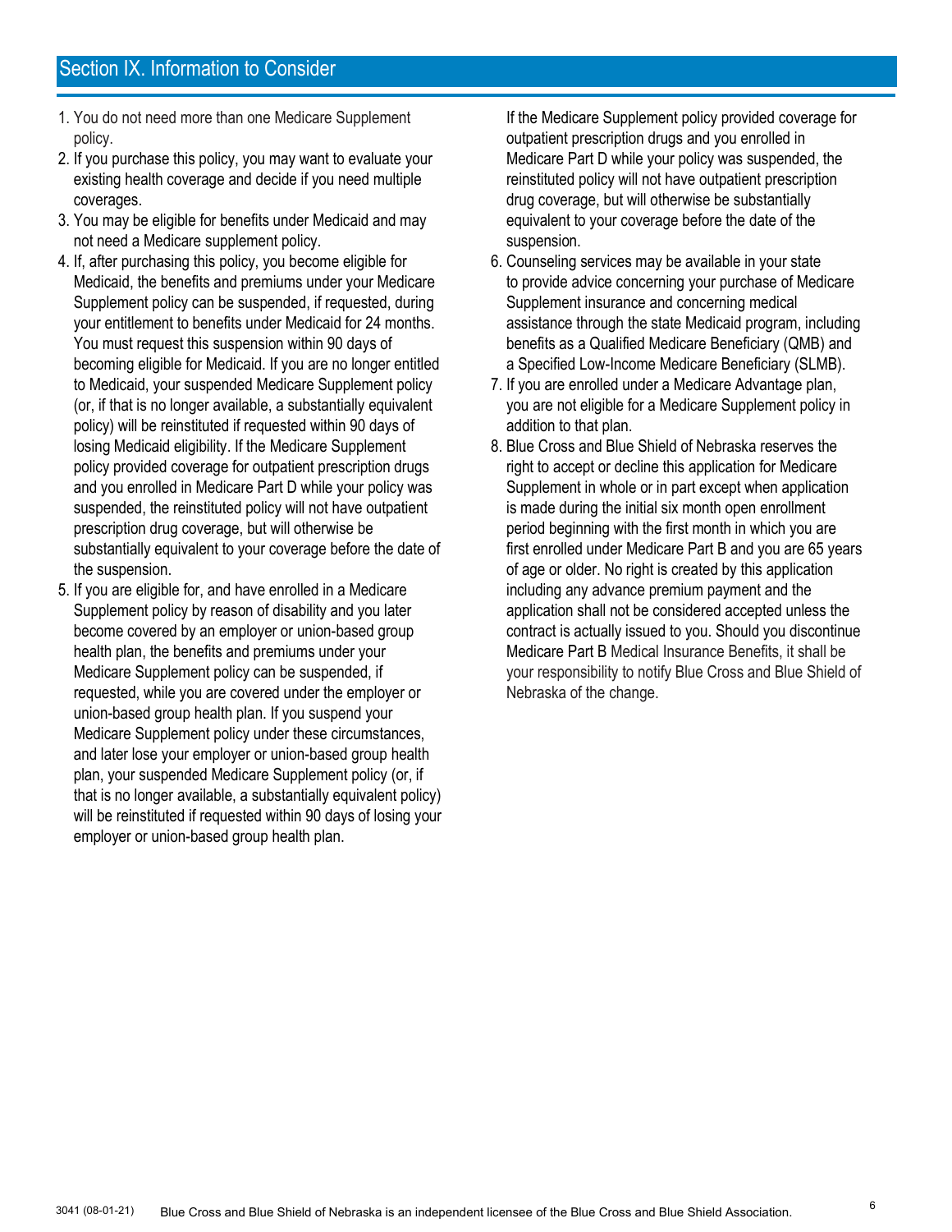## Section IX. Information to Consider

1. You do not need more than one Medicare Supplement policy.
2. If you purchase this policy, you may want to evaluate your existing health coverage and decide if you need multiple coverages.
3. You may be eligible for benefits under Medicaid and may not need a Medicare supplement policy.
4. If, after purchasing this policy, you become eligible for Medicaid, the benefits and premiums under your Medicare Supplement policy can be suspended, if requested, during your entitlement to benefits under Medicaid for 24 months. You must request this suspension within 90 days of becoming eligible for Medicaid. If you are no longer entitled to Medicaid, your suspended Medicare Supplement policy (or, if that is no longer available, a substantially equivalent policy) will be reinstituted if requested within 90 days of losing Medicaid eligibility. If the Medicare Supplement policy provided coverage for outpatient prescription drugs and you enrolled in Medicare Part D while your policy was suspended, the reinstituted policy will not have outpatient prescription drug coverage, but will otherwise be substantially equivalent to your coverage before the date of the suspension.
5. If you are eligible for, and have enrolled in a Medicare Supplement policy by reason of disability and you later become covered by an employer or union-based group health plan, the benefits and premiums under your Medicare Supplement policy can be suspended, if requested, while you are covered under the employer or union-based group health plan. If you suspend your Medicare Supplement policy under these circumstances, and later lose your employer or union-based group health plan, your suspended Medicare Supplement policy (or, if that is no longer available, a substantially equivalent policy) will be reinstituted if requested within 90 days of losing your employer or union-based group health plan.

   If the Medicare Supplement policy provided coverage for outpatient prescription drugs and you enrolled in Medicare Part D while your policy was suspended, the reinstituted policy will not have outpatient prescription drug coverage, but will otherwise be substantially equivalent to your coverage before the date of the suspension.
6. Counseling services may be available in your state to provide advice concerning your purchase of Medicare Supplement insurance and concerning medical assistance through the state Medicaid program, including benefits as a Qualified Medicare Beneficiary (QMB) and a Specified Low-Income Medicare Beneficiary (SLMB).
7. If you are enrolled under a Medicare Advantage plan, you are not eligible for a Medicare Supplement policy in addition to that plan.
8. Blue Cross and Blue Shield of Nebraska reserves the right to accept or decline this application for Medicare Supplement in whole or in part except when application is made during the initial six month open enrollment period beginning with the first month in which you are first enrolled under Medicare Part B and you are 65 years of age or older. No right is created by this application including any advance premium payment and the application shall not be considered accepted unless the contract is actually issued to you. Should you discontinue Medicare Part B Medical Insurance Benefits, it shall be your responsibility to notify Blue Cross and Blue Shield of Nebraska of the change.

3041 (08-01-21) Blue Cross and Blue Shield of Nebraska is an independent licensee of the Blue Cross and Blue Shield Association.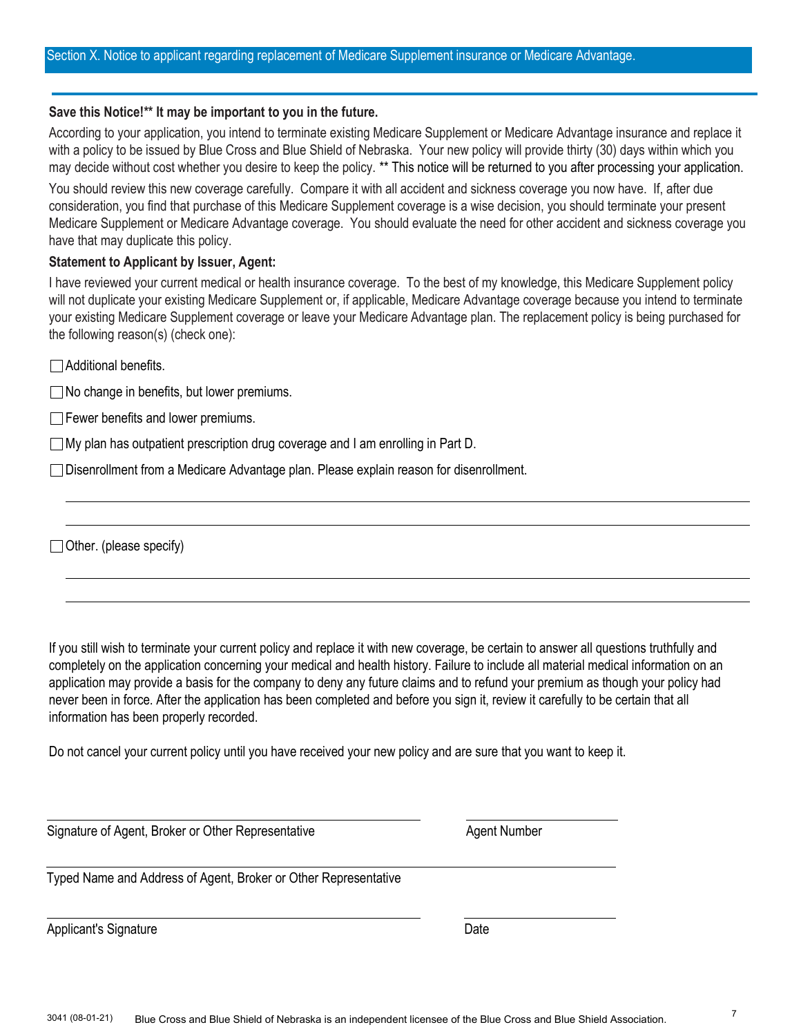## Section X. Notice to applicant regarding replacement of Medicare Supplement insurance or Medicare Advantage.

**Save this Notice!\*\* It may be important to you in the future.**

According to your application, you intend to terminate existing Medicare Supplement or Medicare Advantage insurance and replace it with a policy to be issued by Blue Cross and Blue Shield of Nebraska. Your new policy will provide thirty (30) days within which you may decide without cost whether you desire to keep the policy. ** This notice will be returned to you after processing your application.

You should review this new coverage carefully. Compare it with all accident and sickness coverage you now have. If, after due consideration, you find that purchase of this Medicare Supplement coverage is a wise decision, you should terminate your present Medicare Supplement or Medicare Advantage coverage. You should evaluate the need for other accident and sickness coverage you have that may duplicate this policy.

**Statement to Applicant by Issuer, Agent:**

I have reviewed your current medical or health insurance coverage. To the best of my knowledge, this Medicare Supplement policy will not duplicate your existing Medicare Supplement or, if applicable, Medicare Advantage coverage because you intend to terminate your existing Medicare Supplement coverage or leave your Medicare Advantage plan. The replacement policy is being purchased for the following reason(s) (check one):

- ☐ Additional benefits.
- ☐ No change in benefits, but lower premiums.
- ☐ Fewer benefits and lower premiums.
- ☐ My plan has outpatient prescription drug coverage and I am enrolling in Part D.
- ☐ Disenrollment from a Medicare Advantage plan. Please explain reason for disenrollment.

\_\_\_\_\_\_\_\_\_\_\_\_\_\_\_\_\_\_\_\_\_\_\_\_\_\_\_\_\_\_\_\_\_\_\_\_\_\_\_\_\_\_\_\_\_\_\_\_\_\_

\_\_\_\_\_\_\_\_\_\_\_\_\_\_\_\_\_\_\_\_\_\_\_\_\_\_\_\_\_\_\_\_\_\_\_\_\_\_\_\_\_\_\_\_\_\_\_\_\_\_

- ☐ Other. (please specify)

\_\_\_\_\_\_\_\_\_\_\_\_\_\_\_\_\_\_\_\_\_\_\_\_\_\_\_\_\_\_\_\_\_\_\_\_\_\_\_\_\_\_\_\_\_\_\_\_\_\_

\_\_\_\_\_\_\_\_\_\_\_\_\_\_\_\_\_\_\_\_\_\_\_\_\_\_\_\_\_\_\_\_\_\_\_\_\_\_\_\_\_\_\_\_\_\_\_\_\_\_

If you still wish to terminate your current policy and replace it with new coverage, be certain to answer all questions truthfully and completely on the application concerning your medical and health history. Failure to include all material medical information on an application may provide a basis for the company to deny any future claims and to refund your premium as though your policy had never been in force. After the application has been completed and before you sign it, review it carefully to be certain that all information has been properly recorded.

Do not cancel your current policy until you have received your new policy and are sure that you want to keep it.

\_\_\_\_\_\_\_\_\_\_\_\_\_\_\_\_\_\_\_\_\_\_\_\_\_\_\_\_\_\_\_\_\_\_\_\_\_\_ \_\_\_\_\_\_\_\_\_\_\_\_\_\_\_\_\_\_\_\_

Signature of Agent, Broker or Other Representative | Agent Number

\_\_\_\_\_\_\_\_\_\_\_\_\_\_\_\_\_\_\_\_\_\_\_\_\_\_\_\_\_\_\_\_\_\_\_\_\_\_\_\_\_\_\_\_\_\_\_\_\_\_

Typed Name and Address of Agent, Broker or Other Representative

\_\_\_\_\_\_\_\_\_\_\_\_\_\_\_\_\_\_\_\_\_\_\_\_\_\_\_\_\_\_\_\_\_\_\_\_\_\_ \_\_\_\_\_\_\_\_\_\_\_\_\_\_\_\_\_\_\_\_

Applicant's Signature | Date

3041 (08-01-21) Blue Cross and Blue Shield of Nebraska is an independent licensee of the Blue Cross and Blue Shield Association.